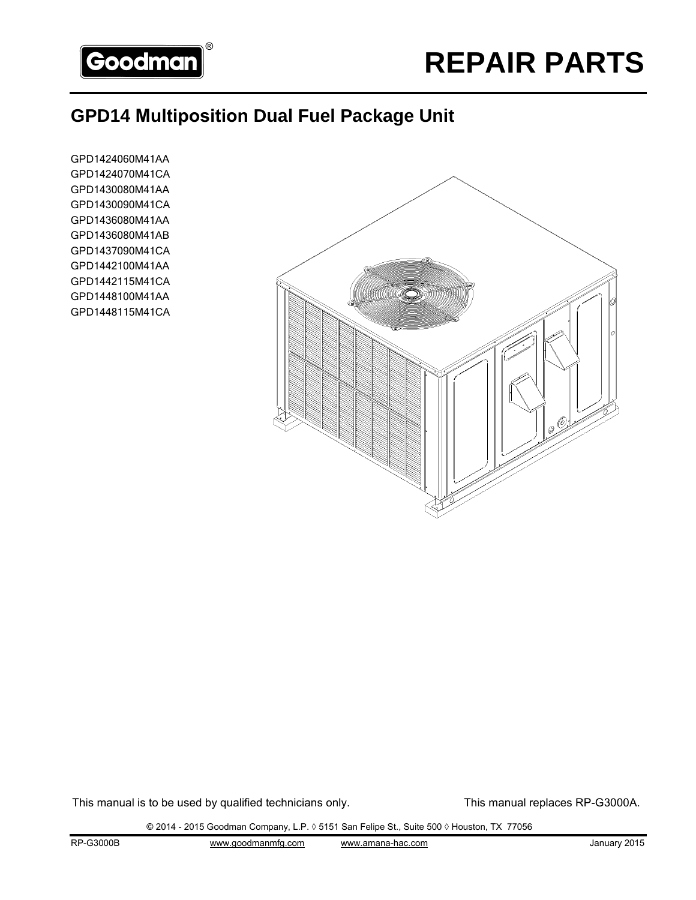Goodman®

# REPAIR PARTS

## GPD14 Multiposition Dual Fuel Package Unit

GPD1424060M41AA
GPD1424070M41CA
GPD1430080M41AA
GPD1430090M41CA
GPD1436080M41AA
GPD1436080M41AB
GPD1437090M41CA
GPD1442100M41AA
GPD1442115M41CA
GPD1448100M41AA
GPD1448115M41CA

This manual is to be used by qualified technicians only.

This manual replaces RP-G3000A.

© 2014 - 2015 Goodman Company, L.P. ◊ 5151 San Felipe St., Suite 500 ◊ Houston, TX 77056

RP-G3000B www.goodmanmfg.com www.amana-hac.com January 2015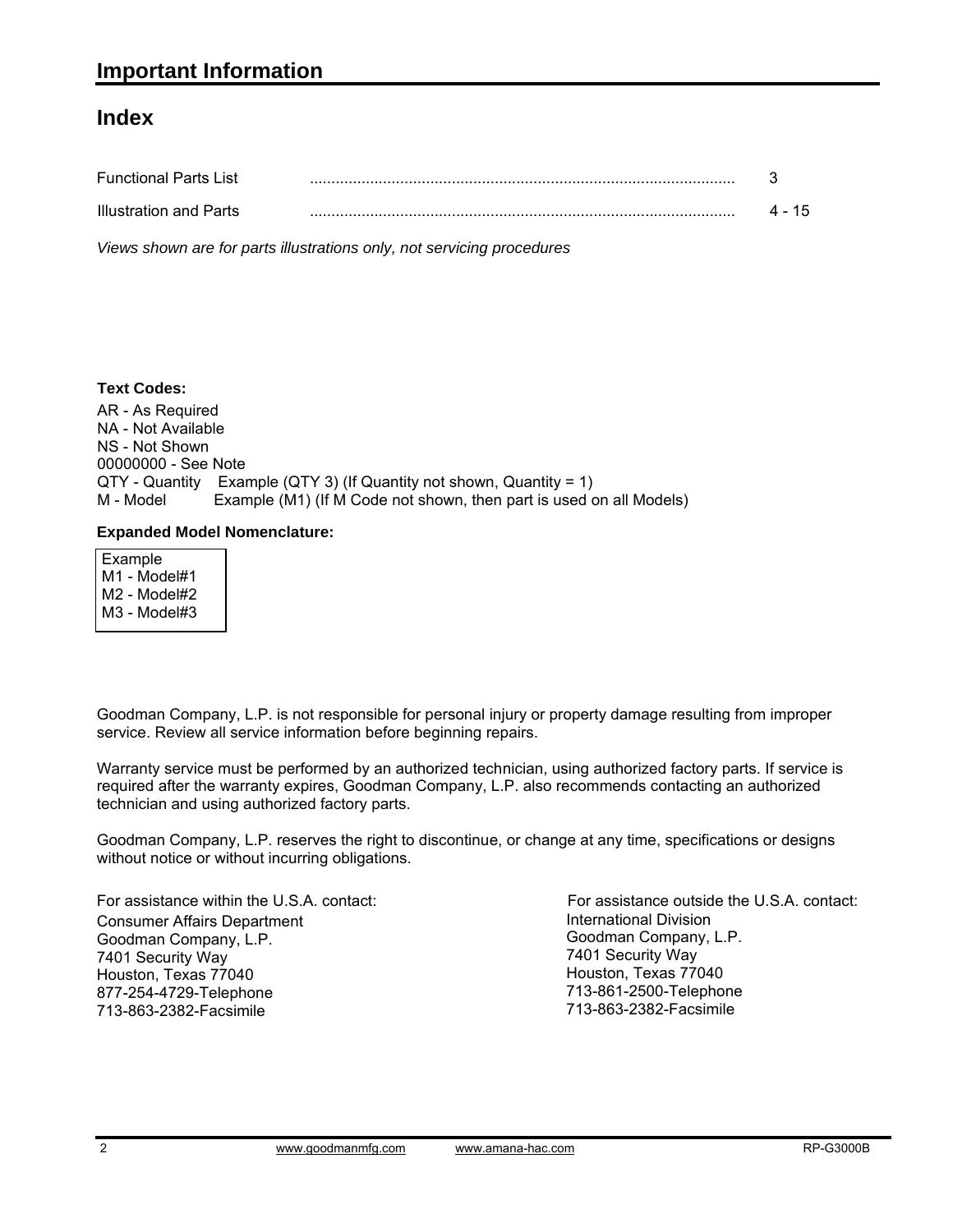# Important Information

## Index

| | | |
|---|---|---|
| Functional Parts List | .................................................................................................. | 3 |
| Illustration and Parts | .................................................................................................. | 4 - 15 |

*Views shown are for parts illustrations only, not servicing procedures*

**Text Codes:**

AR - As Required
NA - Not Available
NS - Not Shown
00000000 - See Note
QTY - Quantity  Example (QTY 3) (If Quantity not shown, Quantity = 1)
M - Model  Example (M1) (If M Code not shown, then part is used on all Models)

**Expanded Model Nomenclature:**

Example
M1 - Model#1
M2 - Model#2
M3 - Model#3

Goodman Company, L.P. is not responsible for personal injury or property damage resulting from improper service. Review all service information before beginning repairs.

Warranty service must be performed by an authorized technician, using authorized factory parts. If service is required after the warranty expires, Goodman Company, L.P. also recommends contacting an authorized technician and using authorized factory parts.

Goodman Company, L.P. reserves the right to discontinue, or change at any time, specifications or designs without notice or without incurring obligations.

For assistance within the U.S.A. contact:
Consumer Affairs Department
Goodman Company, L.P.
7401 Security Way
Houston, Texas 77040
877-254-4729-Telephone
713-863-2382-Facsimile

For assistance outside the U.S.A. contact:
International Division
Goodman Company, L.P.
7401 Security Way
Houston, Texas 77040
713-861-2500-Telephone
713-863-2382-Facsimile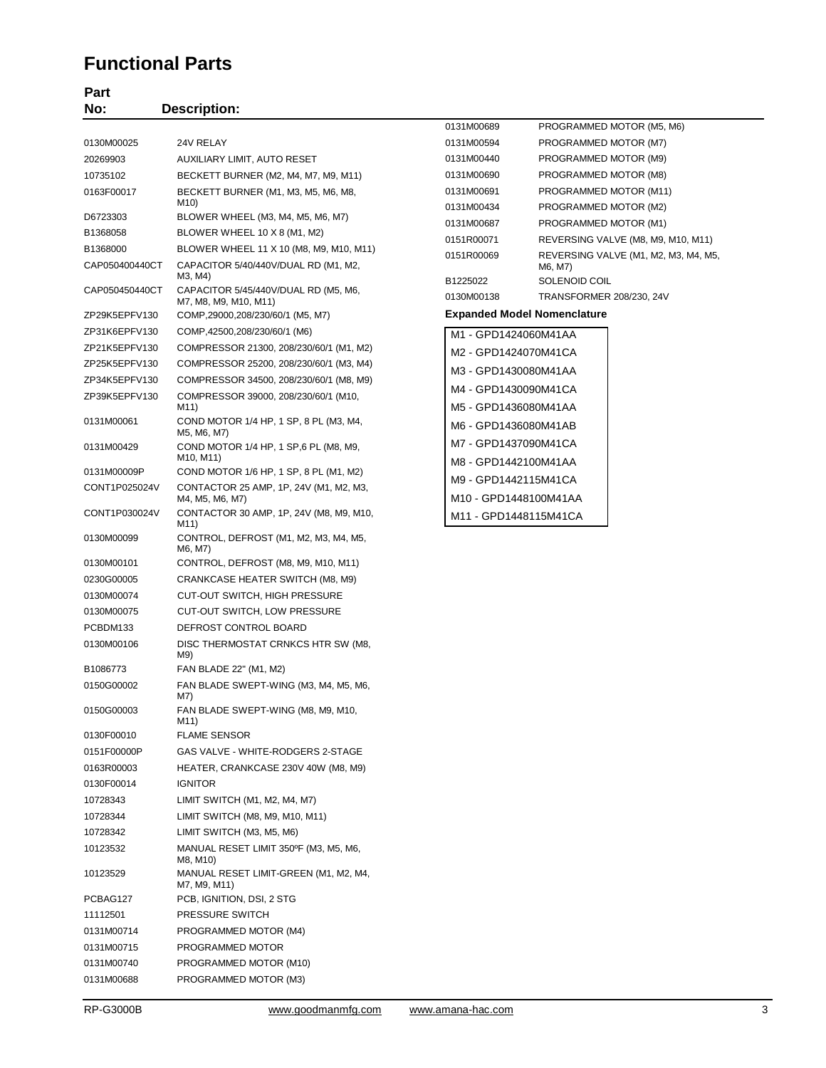# Functional Parts

| Part No: | Description: |
|---|---|
| 0130M00025 | 24V RELAY |
| 20269903 | AUXILIARY LIMIT, AUTO RESET |
| 10735102 | BECKETT BURNER (M2, M4, M7, M9, M11) |
| 0163F00017 | BECKETT BURNER (M1, M3, M5, M6, M8, M10) |
| D6723303 | BLOWER WHEEL (M3, M4, M5, M6, M7) |
| B1368058 | BLOWER WHEEL 10 X 8 (M1, M2) |
| B1368000 | BLOWER WHEEL 11 X 10 (M8, M9, M10, M11) |
| CAP050400440CT | CAPACITOR 5/40/440V/DUAL RD (M1, M2, M3, M4) |
| CAP050450440CT | CAPACITOR 5/45/440V/DUAL RD (M5, M6, M7, M8, M9, M10, M11) |
| ZP29K5EPFV130 | COMP,29000,208/230/60/1 (M5, M7) |
| ZP31K6EPFV130 | COMP,42500,208/230/60/1 (M6) |
| ZP21K5EPFV130 | COMPRESSOR 21300, 208/230/60/1 (M1, M2) |
| ZP25K5EPFV130 | COMPRESSOR 25200, 208/230/60/1 (M3, M4) |
| ZP34K5EPFV130 | COMPRESSOR 34500, 208/230/60/1 (M8, M9) |
| ZP39K5EPFV130 | COMPRESSOR 39000, 208/230/60/1 (M10, M11) |
| 0131M00061 | COND MOTOR 1/4 HP, 1 SP, 8 PL (M3, M4, M5, M6, M7) |
| 0131M00429 | COND MOTOR 1/4 HP, 1 SP,6 PL (M8, M9, M10, M11) |
| 0131M00009P | COND MOTOR 1/6 HP, 1 SP, 8 PL (M1, M2) |
| CONT1P025024V | CONTACTOR 25 AMP, 1P, 24V (M1, M2, M3, M4, M5, M6, M7) |
| CONT1P030024V | CONTACTOR 30 AMP, 1P, 24V (M8, M9, M10, M11) |
| 0130M00099 | CONTROL, DEFROST (M1, M2, M3, M4, M5, M6, M7) |
| 0130M00101 | CONTROL, DEFROST (M8, M9, M10, M11) |
| 0230G00005 | CRANKCASE HEATER SWITCH (M8, M9) |
| 0130M00074 | CUT-OUT SWITCH, HIGH PRESSURE |
| 0130M00075 | CUT-OUT SWITCH, LOW PRESSURE |
| PCBDM133 | DEFROST CONTROL BOARD |
| 0130M00106 | DISC THERMOSTAT CRNKCS HTR SW (M8, M9) |
| B1086773 | FAN BLADE 22" (M1, M2) |
| 0150G00002 | FAN BLADE SWEPT-WING (M3, M4, M5, M6, M7) |
| 0150G00003 | FAN BLADE SWEPT-WING (M8, M9, M10, M11) |
| 0130F00010 | FLAME SENSOR |
| 0151F00000P | GAS VALVE - WHITE-RODGERS 2-STAGE |
| 0163R00003 | HEATER, CRANKCASE 230V 40W (M8, M9) |
| 0130F00014 | IGNITOR |
| 10728343 | LIMIT SWITCH (M1, M2, M4, M7) |
| 10728344 | LIMIT SWITCH (M8, M9, M10, M11) |
| 10728342 | LIMIT SWITCH (M3, M5, M6) |
| 10123532 | MANUAL RESET LIMIT 350ºF (M3, M5, M6, M8, M10) |
| 10123529 | MANUAL RESET LIMIT-GREEN (M1, M2, M4, M7, M9, M11) |
| PCBAG127 | PCB, IGNITION, DSI, 2 STG |
| 11112501 | PRESSURE SWITCH |
| 0131M00714 | PROGRAMMED MOTOR (M4) |
| 0131M00715 | PROGRAMMED MOTOR |
| 0131M00740 | PROGRAMMED MOTOR (M10) |
| 0131M00688 | PROGRAMMED MOTOR (M3) |
| 0131M00689 | PROGRAMMED MOTOR (M5, M6) |
| 0131M00594 | PROGRAMMED MOTOR (M7) |
| 0131M00440 | PROGRAMMED MOTOR (M9) |
| 0131M00690 | PROGRAMMED MOTOR (M8) |
| 0131M00691 | PROGRAMMED MOTOR (M11) |
| 0131M00434 | PROGRAMMED MOTOR (M2) |
| 0131M00687 | PROGRAMMED MOTOR (M1) |
| 0151R00071 | REVERSING VALVE (M8, M9, M10, M11) |
| 0151R00069 | REVERSING VALVE (M1, M2, M3, M4, M5, M6, M7) |
| B1225022 | SOLENOID COIL |
| 0130M00138 | TRANSFORMER 208/230, 24V |

### Expanded Model Nomenclature

- M1 - GPD1424060M41AA
- M2 - GPD1424070M41CA
- M3 - GPD1430080M41AA
- M4 - GPD1430090M41CA
- M5 - GPD1436080M41AA
- M6 - GPD1436080M41AB
- M7 - GPD1437090M41CA
- M8 - GPD1442100M41AA
- M9 - GPD1442115M41CA
- M10 - GPD1448100M41AA
- M11 - GPD1448115M41CA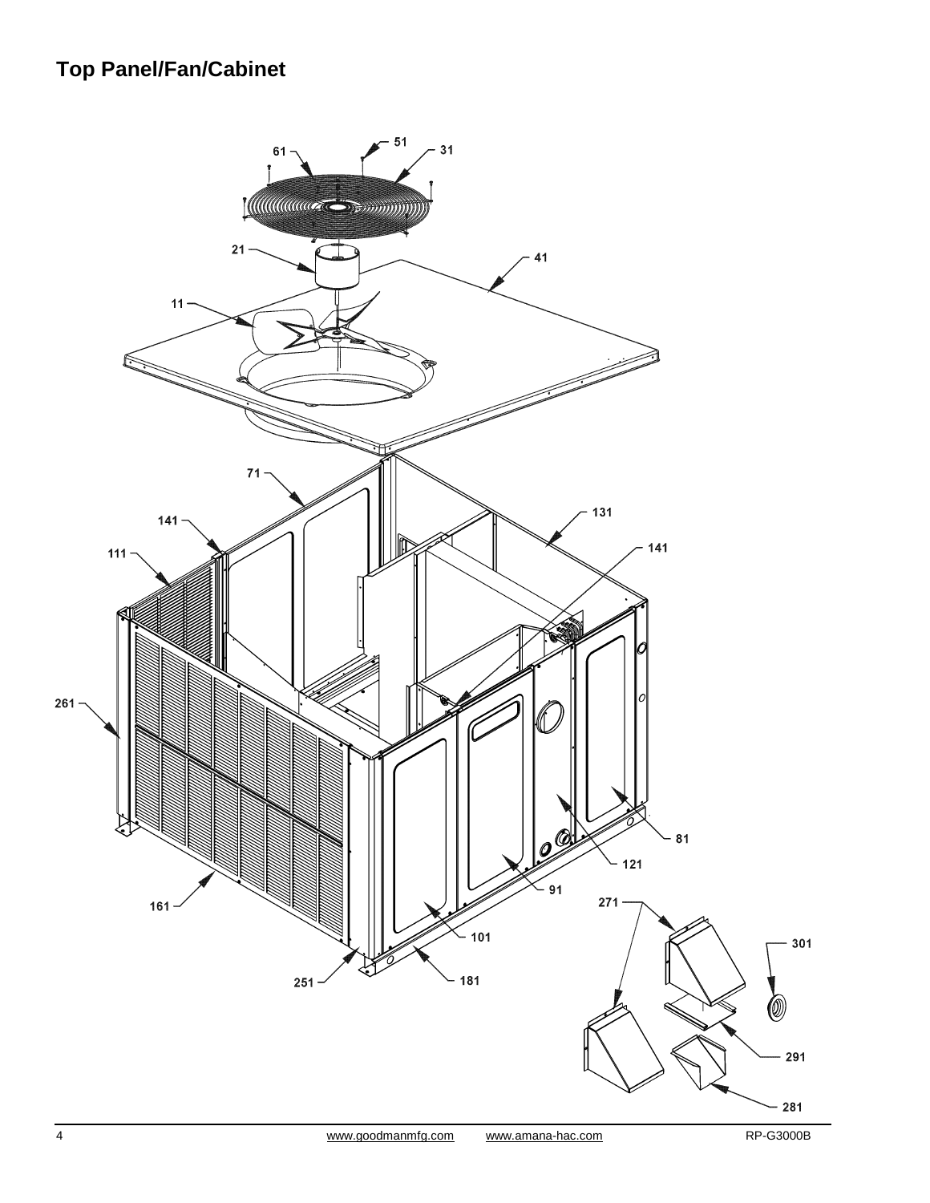## Top Panel/Fan/Cabinet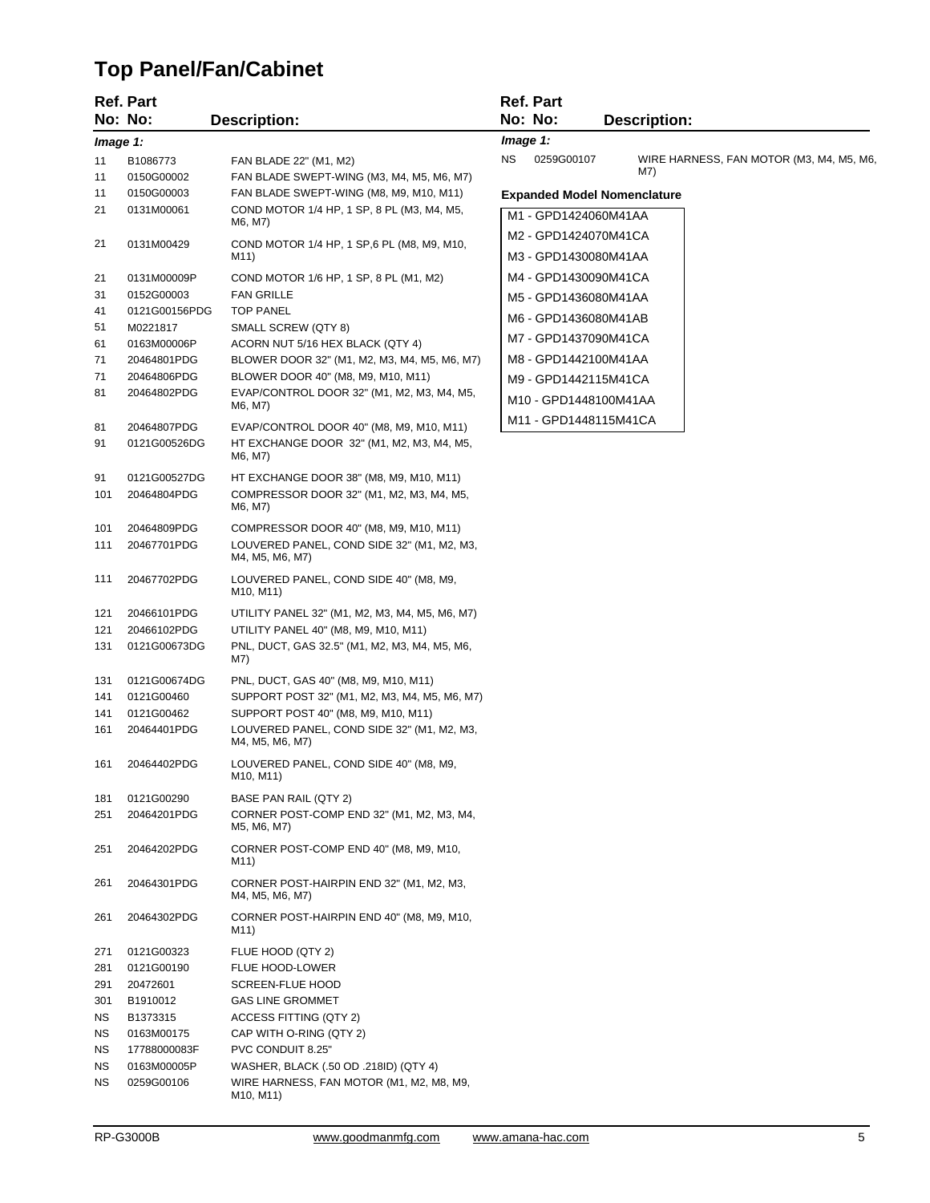# Top Panel/Fan/Cabinet

| Ref. No: | Part No: | Description: |
|---|---|---|
| ***Image 1:*** | | |
| 11 | B1086773 | FAN BLADE 22" (M1, M2) |
| 11 | 0150G00002 | FAN BLADE SWEPT-WING (M3, M4, M5, M6, M7) |
| 11 | 0150G00003 | FAN BLADE SWEPT-WING (M8, M9, M10, M11) |
| 21 | 0131M00061 | COND MOTOR 1/4 HP, 1 SP, 8 PL (M3, M4, M5, M6, M7) |
| 21 | 0131M00429 | COND MOTOR 1/4 HP, 1 SP,6 PL (M8, M9, M10, M11) |
| 21 | 0131M00009P | COND MOTOR 1/6 HP, 1 SP, 8 PL (M1, M2) |
| 31 | 0152G00003 | FAN GRILLE |
| 41 | 0121G00156PDG | TOP PANEL |
| 51 | M0221817 | SMALL SCREW (QTY 8) |
| 61 | 0163M00006P | ACORN NUT 5/16 HEX BLACK (QTY 4) |
| 71 | 20464801PDG | BLOWER DOOR 32" (M1, M2, M3, M4, M5, M6, M7) |
| 71 | 20464806PDG | BLOWER DOOR 40" (M8, M9, M10, M11) |
| 81 | 20464802PDG | EVAP/CONTROL DOOR 32" (M1, M2, M3, M4, M5, M6, M7) |
| 81 | 20464807PDG | EVAP/CONTROL DOOR 40" (M8, M9, M10, M11) |
| 91 | 0121G00526DG | HT EXCHANGE DOOR 32" (M1, M2, M3, M4, M5, M6, M7) |
| 91 | 0121G00527DG | HT EXCHANGE DOOR 38" (M8, M9, M10, M11) |
| 101 | 20464804PDG | COMPRESSOR DOOR 32" (M1, M2, M3, M4, M5, M6, M7) |
| 101 | 20464809PDG | COMPRESSOR DOOR 40" (M8, M9, M10, M11) |
| 111 | 20467701PDG | LOUVERED PANEL, COND SIDE 32" (M1, M2, M3, M4, M5, M6, M7) |
| 111 | 20467702PDG | LOUVERED PANEL, COND SIDE 40" (M8, M9, M10, M11) |
| 121 | 20466101PDG | UTILITY PANEL 32" (M1, M2, M3, M4, M5, M6, M7) |
| 121 | 20466102PDG | UTILITY PANEL 40" (M8, M9, M10, M11) |
| 131 | 0121G00673DG | PNL, DUCT, GAS 32.5" (M1, M2, M3, M4, M5, M6, M7) |
| 131 | 0121G00674DG | PNL, DUCT, GAS 40" (M8, M9, M10, M11) |
| 141 | 0121G00460 | SUPPORT POST 32" (M1, M2, M3, M4, M5, M6, M7) |
| 141 | 0121G00462 | SUPPORT POST 40" (M8, M9, M10, M11) |
| 161 | 20464401PDG | LOUVERED PANEL, COND SIDE 32" (M1, M2, M3, M4, M5, M6, M7) |
| 161 | 20464402PDG | LOUVERED PANEL, COND SIDE 40" (M8, M9, M10, M11) |
| 181 | 0121G00290 | BASE PAN RAIL (QTY 2) |
| 251 | 20464201PDG | CORNER POST-COMP END 32" (M1, M2, M3, M4, M5, M6, M7) |
| 251 | 20464202PDG | CORNER POST-COMP END 40" (M8, M9, M10, M11) |
| 261 | 20464301PDG | CORNER POST-HAIRPIN END 32" (M1, M2, M3, M4, M5, M6, M7) |
| 261 | 20464302PDG | CORNER POST-HAIRPIN END 40" (M8, M9, M10, M11) |
| 271 | 0121G00323 | FLUE HOOD (QTY 2) |
| 281 | 0121G00190 | FLUE HOOD-LOWER |
| 291 | 20472601 | SCREEN-FLUE HOOD |
| 301 | B1910012 | GAS LINE GROMMET |
| NS | B1373315 | ACCESS FITTING (QTY 2) |
| NS | 0163M00175 | CAP WITH O-RING (QTY 2) |
| NS | 17788000083F | PVC CONDUIT 8.25" |
| NS | 0163M00005P | WASHER, BLACK (.50 OD .218ID) (QTY 4) |
| NS | 0259G00106 | WIRE HARNESS, FAN MOTOR (M1, M2, M8, M9, M10, M11) |
| NS | 0259G00107 | WIRE HARNESS, FAN MOTOR (M3, M4, M5, M6, M7) |

**Expanded Model Nomenclature**

| |
|---|
| M1 - GPD1424060M41AA |
| M2 - GPD1424070M41CA |
| M3 - GPD1430080M41AA |
| M4 - GPD1430090M41CA |
| M5 - GPD1436080M41AA |
| M6 - GPD1436080M41AB |
| M7 - GPD1437090M41CA |
| M8 - GPD1442100M41AA |
| M9 - GPD1442115M41CA |
| M10 - GPD1448100M41AA |
| M11 - GPD1448115M41CA |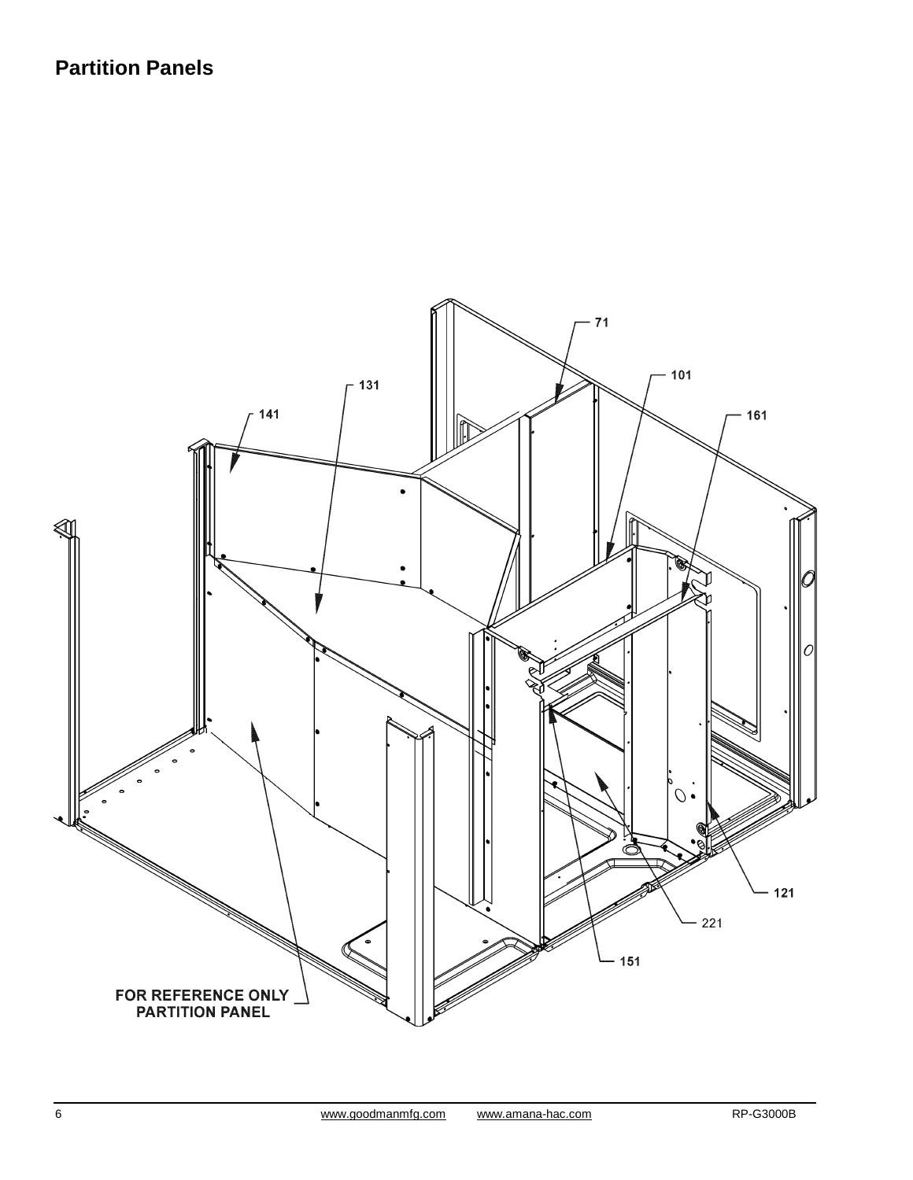## Partition Panels

71

101

131

141

161

121

221

151

FOR REFERENCE ONLY
PARTITION PANEL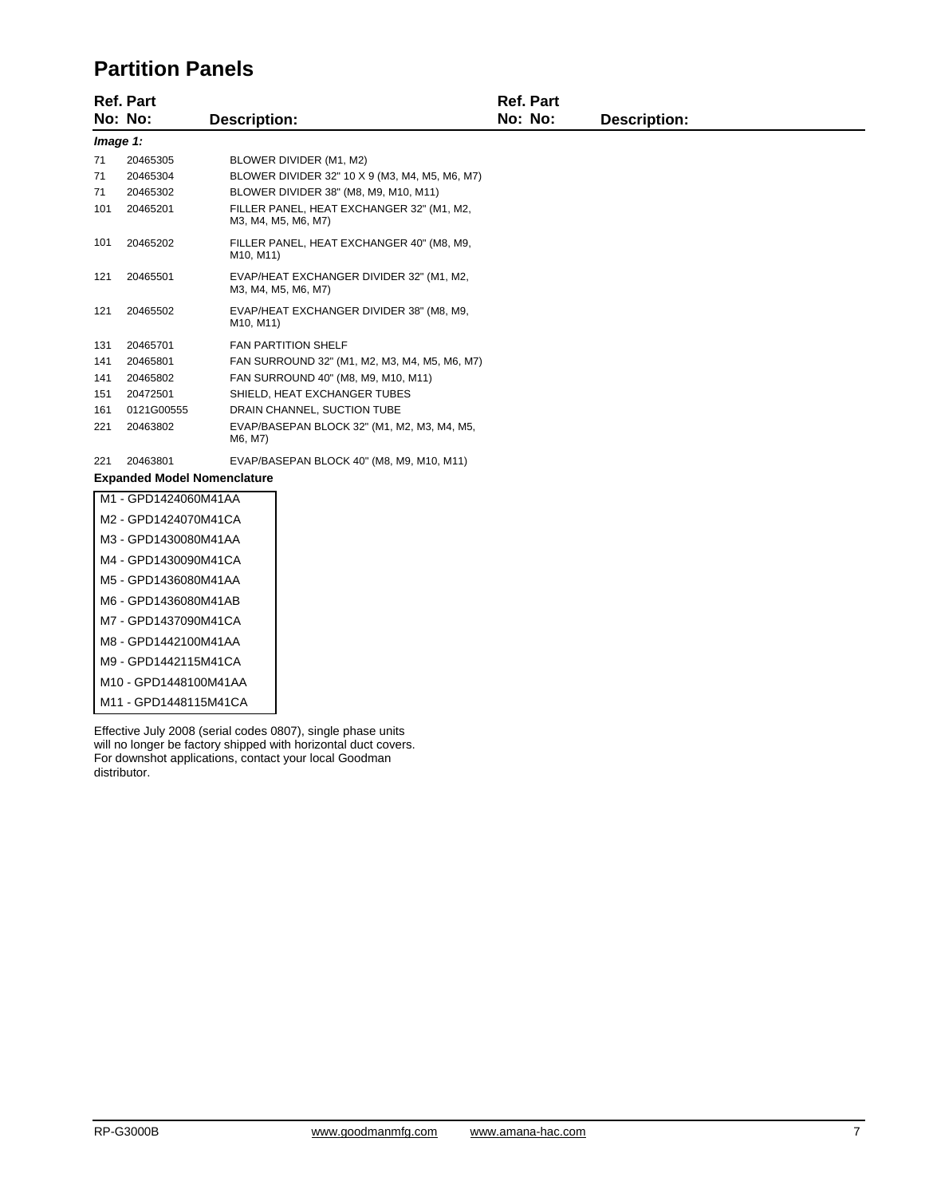## Partition Panels

| Ref. No: | Part No: | Description: |
|---|---|---|
| ***Image 1:*** | | |
| 71 | 20465305 | BLOWER DIVIDER (M1, M2) |
| 71 | 20465304 | BLOWER DIVIDER 32" 10 X 9 (M3, M4, M5, M6, M7) |
| 71 | 20465302 | BLOWER DIVIDER 38" (M8, M9, M10, M11) |
| 101 | 20465201 | FILLER PANEL, HEAT EXCHANGER 32" (M1, M2, M3, M4, M5, M6, M7) |
| 101 | 20465202 | FILLER PANEL, HEAT EXCHANGER 40" (M8, M9, M10, M11) |
| 121 | 20465501 | EVAP/HEAT EXCHANGER DIVIDER 32" (M1, M2, M3, M4, M5, M6, M7) |
| 121 | 20465502 | EVAP/HEAT EXCHANGER DIVIDER 38" (M8, M9, M10, M11) |
| 131 | 20465701 | FAN PARTITION SHELF |
| 141 | 20465801 | FAN SURROUND 32" (M1, M2, M3, M4, M5, M6, M7) |
| 141 | 20465802 | FAN SURROUND 40" (M8, M9, M10, M11) |
| 151 | 20472501 | SHIELD, HEAT EXCHANGER TUBES |
| 161 | 0121G00555 | DRAIN CHANNEL, SUCTION TUBE |
| 221 | 20463802 | EVAP/BASEPAN BLOCK 32" (M1, M2, M3, M4, M5, M6, M7) |
| 221 | 20463801 | EVAP/BASEPAN BLOCK 40" (M8, M9, M10, M11) |

**Expanded Model Nomenclature**

| |
|---|
| M1 - GPD1424060M41AA |
| M2 - GPD1424070M41CA |
| M3 - GPD1430080M41AA |
| M4 - GPD1430090M41CA |
| M5 - GPD1436080M41AA |
| M6 - GPD1436080M41AB |
| M7 - GPD1437090M41CA |
| M8 - GPD1442100M41AA |
| M9 - GPD1442115M41CA |
| M10 - GPD1448100M41AA |
| M11 - GPD1448115M41CA |

Effective July 2008 (serial codes 0807), single phase units will no longer be factory shipped with horizontal duct covers. For downshot applications, contact your local Goodman distributor.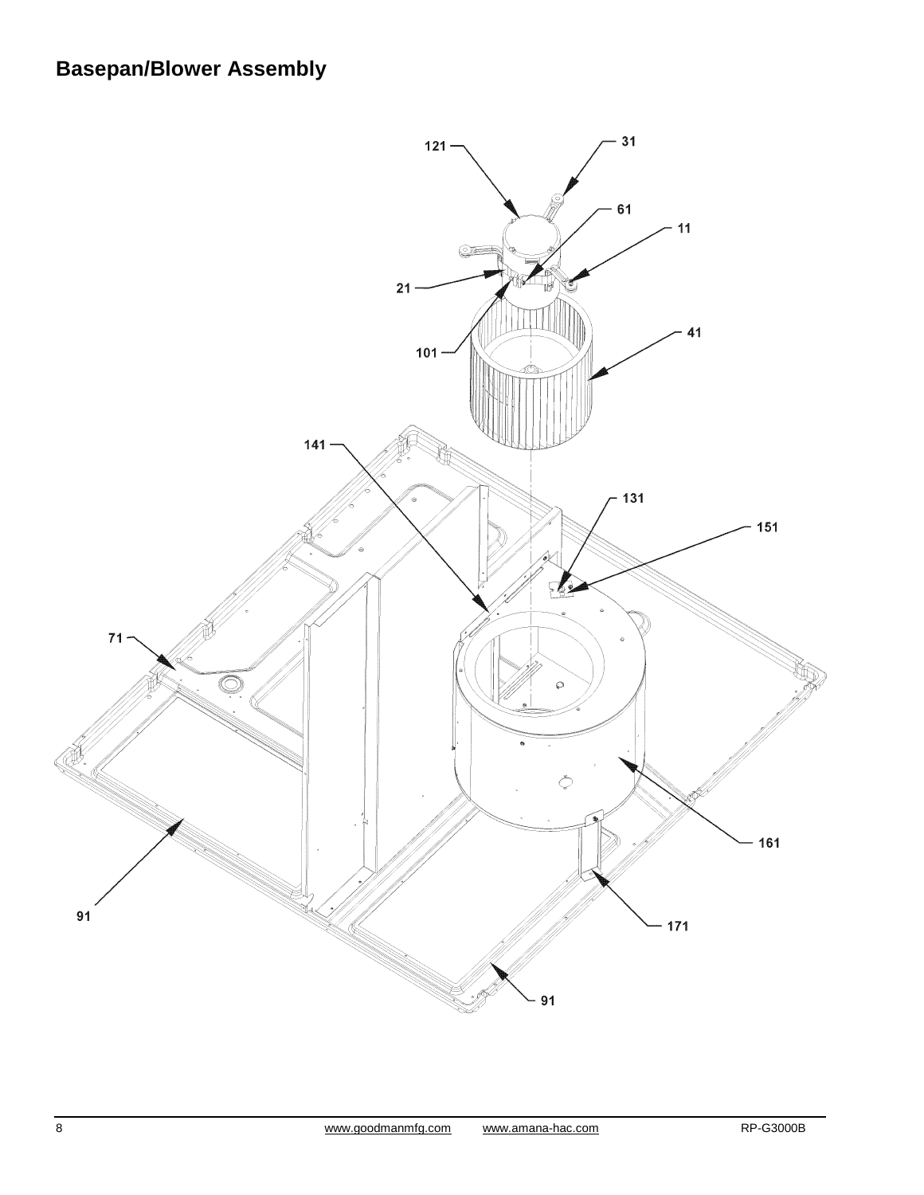## Basepan/Blower Assembly

121
31
61
11
21
101
41
141
131
151
71
161
91
171
91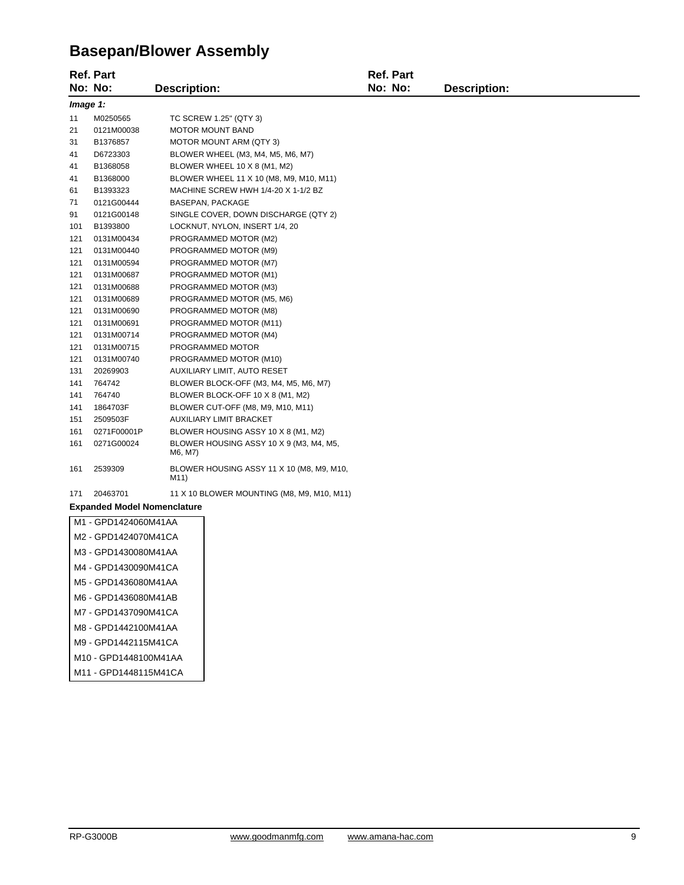# Basepan/Blower Assembly

| Ref. No: | Part No: | Description: |
|---|---|---|
| ***Image 1:*** | | |
| 11 | M0250565 | TC SCREW 1.25" (QTY 3) |
| 21 | 0121M00038 | MOTOR MOUNT BAND |
| 31 | B1376857 | MOTOR MOUNT ARM (QTY 3) |
| 41 | D6723303 | BLOWER WHEEL (M3, M4, M5, M6, M7) |
| 41 | B1368058 | BLOWER WHEEL 10 X 8 (M1, M2) |
| 41 | B1368000 | BLOWER WHEEL 11 X 10 (M8, M9, M10, M11) |
| 61 | B1393323 | MACHINE SCREW HWH 1/4-20 X 1-1/2 BZ |
| 71 | 0121G00444 | BASEPAN, PACKAGE |
| 91 | 0121G00148 | SINGLE COVER, DOWN DISCHARGE (QTY 2) |
| 101 | B1393800 | LOCKNUT, NYLON, INSERT 1/4, 20 |
| 121 | 0131M00434 | PROGRAMMED MOTOR (M2) |
| 121 | 0131M00440 | PROGRAMMED MOTOR (M9) |
| 121 | 0131M00594 | PROGRAMMED MOTOR (M7) |
| 121 | 0131M00687 | PROGRAMMED MOTOR (M1) |
| 121 | 0131M00688 | PROGRAMMED MOTOR (M3) |
| 121 | 0131M00689 | PROGRAMMED MOTOR (M5, M6) |
| 121 | 0131M00690 | PROGRAMMED MOTOR (M8) |
| 121 | 0131M00691 | PROGRAMMED MOTOR (M11) |
| 121 | 0131M00714 | PROGRAMMED MOTOR (M4) |
| 121 | 0131M00715 | PROGRAMMED MOTOR |
| 121 | 0131M00740 | PROGRAMMED MOTOR (M10) |
| 131 | 20269903 | AUXILIARY LIMIT, AUTO RESET |
| 141 | 764742 | BLOWER BLOCK-OFF (M3, M4, M5, M6, M7) |
| 141 | 764740 | BLOWER BLOCK-OFF 10 X 8 (M1, M2) |
| 141 | 1864703F | BLOWER CUT-OFF (M8, M9, M10, M11) |
| 151 | 2509503F | AUXILIARY LIMIT BRACKET |
| 161 | 0271F00001P | BLOWER HOUSING ASSY 10 X 8 (M1, M2) |
| 161 | 0271G00024 | BLOWER HOUSING ASSY 10 X 9 (M3, M4, M5, M6, M7) |
| 161 | 2539309 | BLOWER HOUSING ASSY 11 X 10 (M8, M9, M10, M11) |
| 171 | 20463701 | 11 X 10 BLOWER MOUNTING (M8, M9, M10, M11) |

**Expanded Model Nomenclature**

| |
|---|
| M1 - GPD1424060M41AA |
| M2 - GPD1424070M41CA |
| M3 - GPD1430080M41AA |
| M4 - GPD1430090M41CA |
| M5 - GPD1436080M41AA |
| M6 - GPD1436080M41AB |
| M7 - GPD1437090M41CA |
| M8 - GPD1442100M41AA |
| M9 - GPD1442115M41CA |
| M10 - GPD1448100M41AA |
| M11 - GPD1448115M41CA |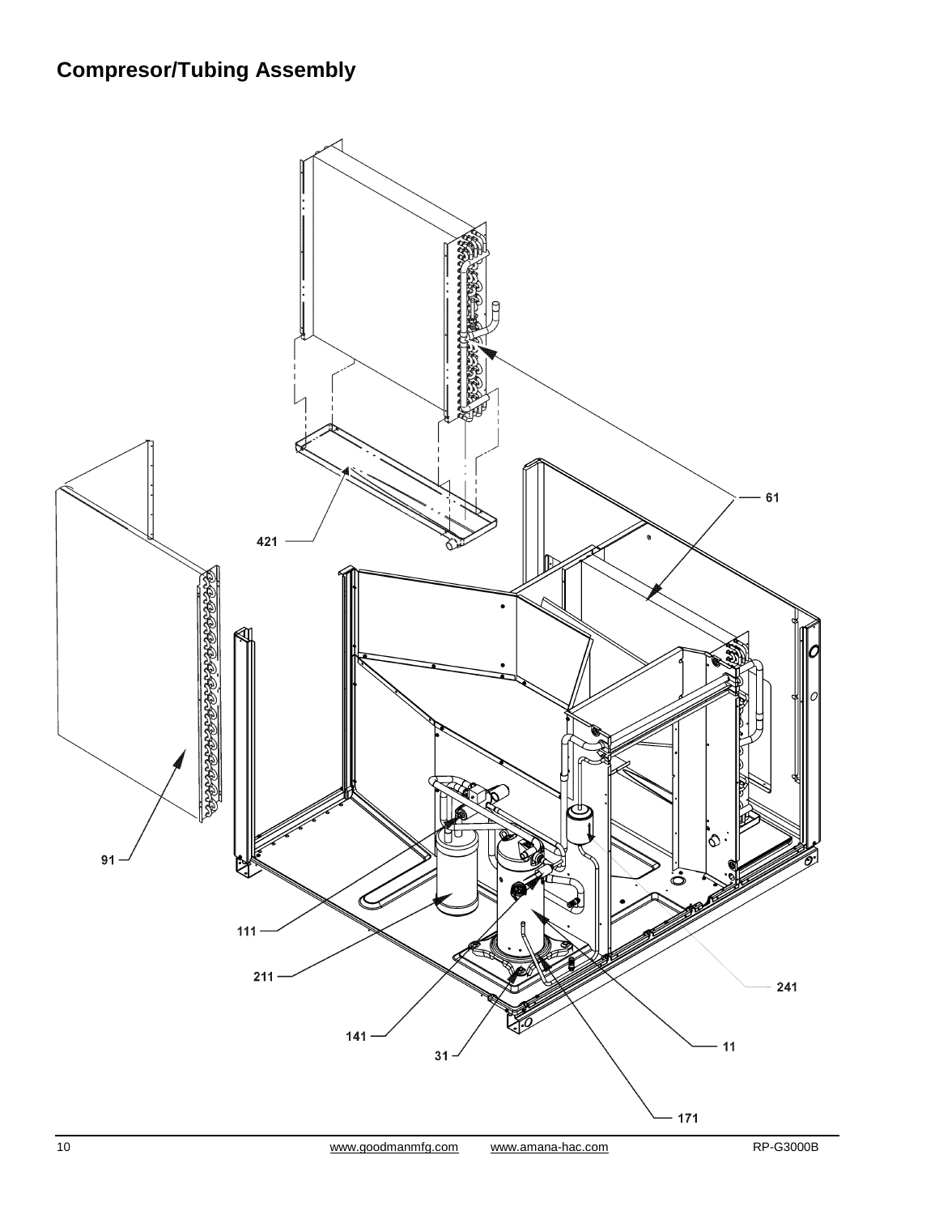## Compresor/Tubing Assembly

421

61

91

111

211

241

141

31

11

171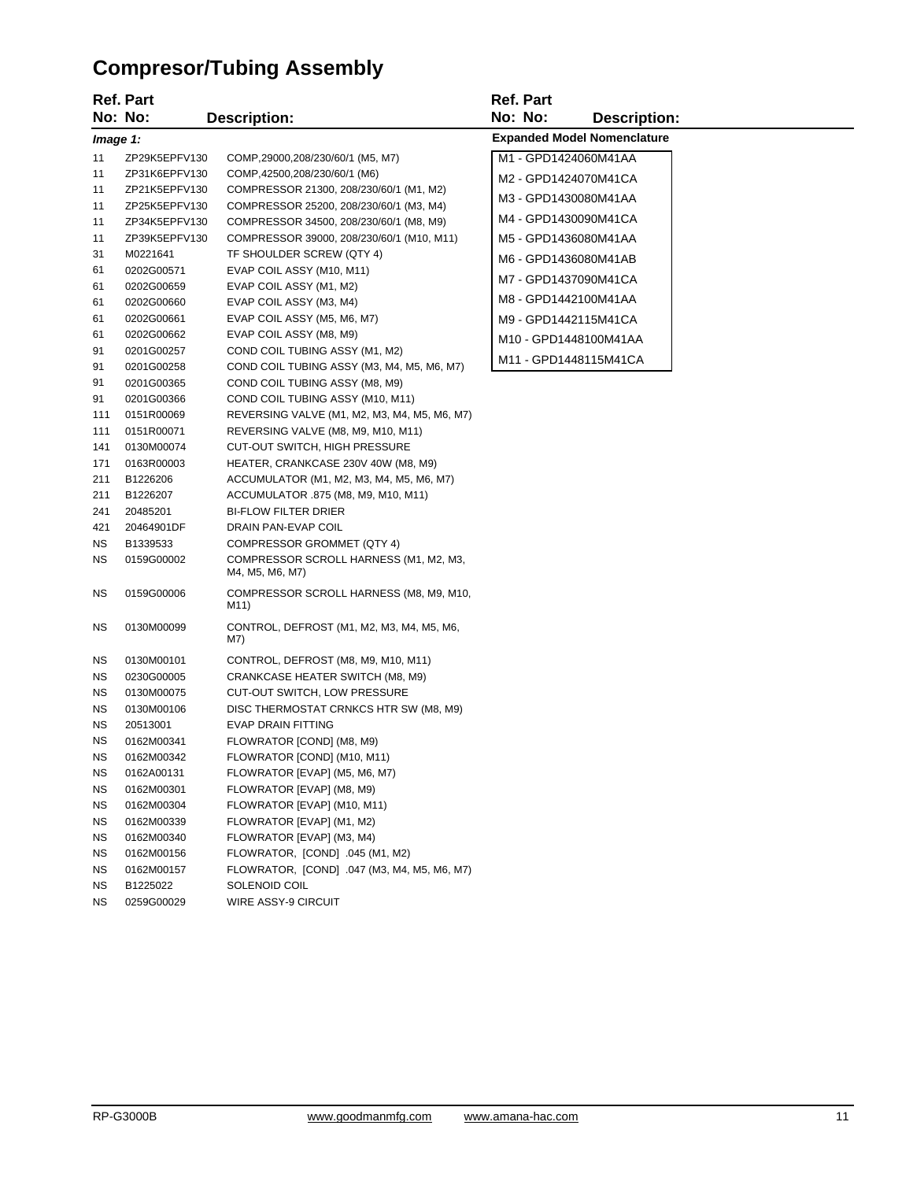# Compresor/Tubing Assembly

| Ref. No: | Part No: | Description: |
|---|---|---|
| *Image 1:* | | |
| 11 | ZP29K5EPFV130 | COMP,29000,208/230/60/1 (M5, M7) |
| 11 | ZP31K6EPFV130 | COMP,42500,208/230/60/1 (M6) |
| 11 | ZP21K5EPFV130 | COMPRESSOR 21300, 208/230/60/1 (M1, M2) |
| 11 | ZP25K5EPFV130 | COMPRESSOR 25200, 208/230/60/1 (M3, M4) |
| 11 | ZP34K5EPFV130 | COMPRESSOR 34500, 208/230/60/1 (M8, M9) |
| 11 | ZP39K5EPFV130 | COMPRESSOR 39000, 208/230/60/1 (M10, M11) |
| 31 | M0221641 | TF SHOULDER SCREW (QTY 4) |
| 61 | 0202G00571 | EVAP COIL ASSY (M10, M11) |
| 61 | 0202G00659 | EVAP COIL ASSY (M1, M2) |
| 61 | 0202G00660 | EVAP COIL ASSY (M3, M4) |
| 61 | 0202G00661 | EVAP COIL ASSY (M5, M6, M7) |
| 61 | 0202G00662 | EVAP COIL ASSY (M8, M9) |
| 91 | 0201G00257 | COND COIL TUBING ASSY (M1, M2) |
| 91 | 0201G00258 | COND COIL TUBING ASSY (M3, M4, M5, M6, M7) |
| 91 | 0201G00365 | COND COIL TUBING ASSY (M8, M9) |
| 91 | 0201G00366 | COND COIL TUBING ASSY (M10, M11) |
| 111 | 0151R00069 | REVERSING VALVE (M1, M2, M3, M4, M5, M6, M7) |
| 111 | 0151R00071 | REVERSING VALVE (M8, M9, M10, M11) |
| 141 | 0130M00074 | CUT-OUT SWITCH, HIGH PRESSURE |
| 171 | 0163R00003 | HEATER, CRANKCASE 230V 40W (M8, M9) |
| 211 | B1226206 | ACCUMULATOR (M1, M2, M3, M4, M5, M6, M7) |
| 211 | B1226207 | ACCUMULATOR .875 (M8, M9, M10, M11) |
| 241 | 20485201 | BI-FLOW FILTER DRIER |
| 421 | 20464901DF | DRAIN PAN-EVAP COIL |
| NS | B1339533 | COMPRESSOR GROMMET (QTY 4) |
| NS | 0159G00002 | COMPRESSOR SCROLL HARNESS (M1, M2, M3, M4, M5, M6, M7) |
| NS | 0159G00006 | COMPRESSOR SCROLL HARNESS (M8, M9, M10, M11) |
| NS | 0130M00099 | CONTROL, DEFROST (M1, M2, M3, M4, M5, M6, M7) |
| NS | 0130M00101 | CONTROL, DEFROST (M8, M9, M10, M11) |
| NS | 0230G00005 | CRANKCASE HEATER SWITCH (M8, M9) |
| NS | 0130M00075 | CUT-OUT SWITCH, LOW PRESSURE |
| NS | 0130M00106 | DISC THERMOSTAT CRNKCS HTR SW (M8, M9) |
| NS | 20513001 | EVAP DRAIN FITTING |
| NS | 0162M00341 | FLOWRATOR [COND] (M8, M9) |
| NS | 0162M00342 | FLOWRATOR [COND] (M10, M11) |
| NS | 0162A00131 | FLOWRATOR [EVAP] (M5, M6, M7) |
| NS | 0162M00301 | FLOWRATOR [EVAP] (M8, M9) |
| NS | 0162M00304 | FLOWRATOR [EVAP] (M10, M11) |
| NS | 0162M00339 | FLOWRATOR [EVAP] (M1, M2) |
| NS | 0162M00340 | FLOWRATOR [EVAP] (M3, M4) |
| NS | 0162M00156 | FLOWRATOR, [COND] .045 (M1, M2) |
| NS | 0162M00157 | FLOWRATOR, [COND] .047 (M3, M4, M5, M6, M7) |
| NS | B1225022 | SOLENOID COIL |
| NS | 0259G00029 | WIRE ASSY-9 CIRCUIT |

**Expanded Model Nomenclature**

- M1 - GPD1424060M41AA
- M2 - GPD1424070M41CA
- M3 - GPD1430080M41AA
- M4 - GPD1430090M41CA
- M5 - GPD1436080M41AA
- M6 - GPD1436080M41AB
- M7 - GPD1437090M41CA
- M8 - GPD1442100M41AA
- M9 - GPD1442115M41CA
- M10 - GPD1448100M41AA
- M11 - GPD1448115M41CA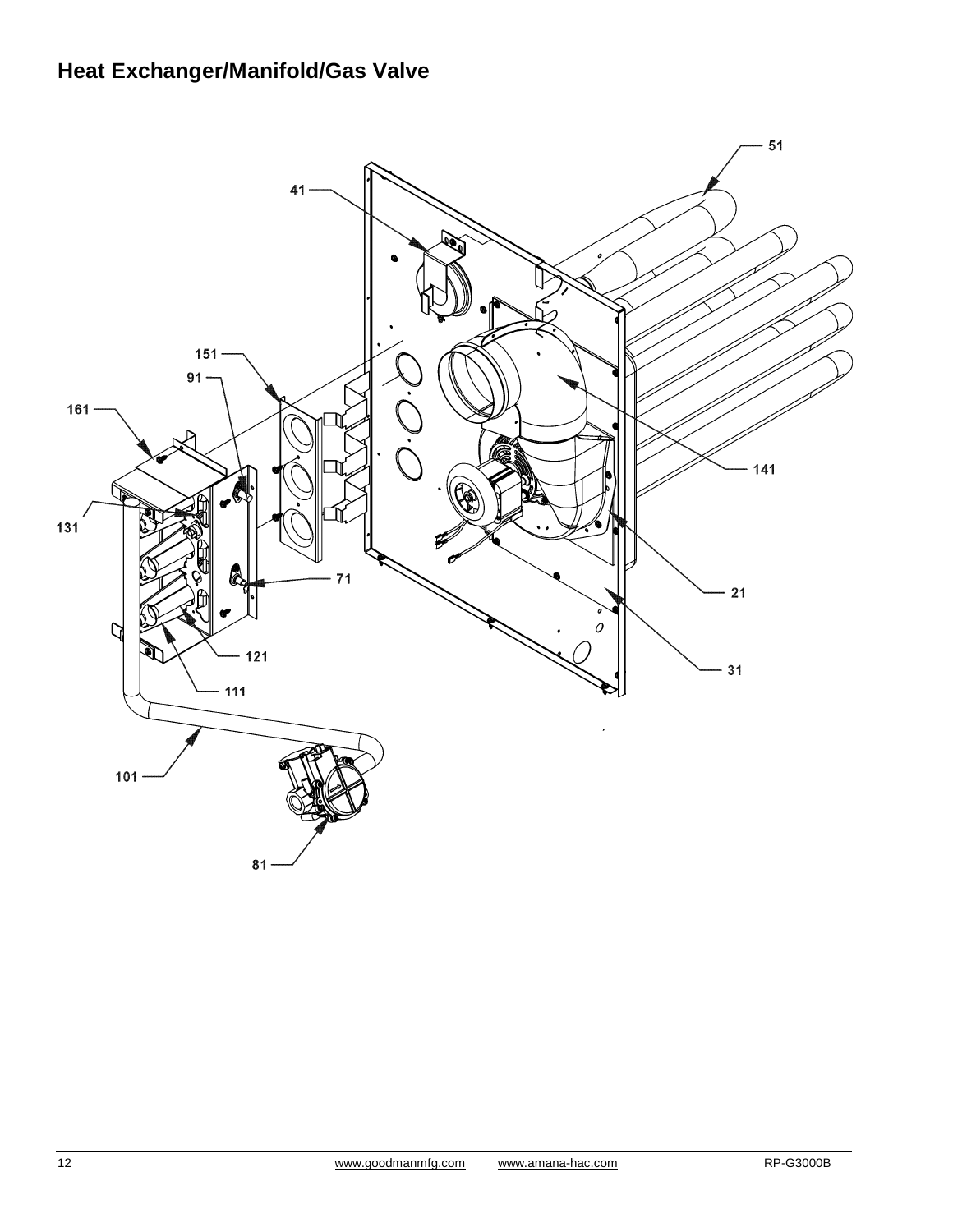# Heat Exchanger/Manifold/Gas Valve

51

41

151

91

161

141

131

71

21

121

31

111

101

81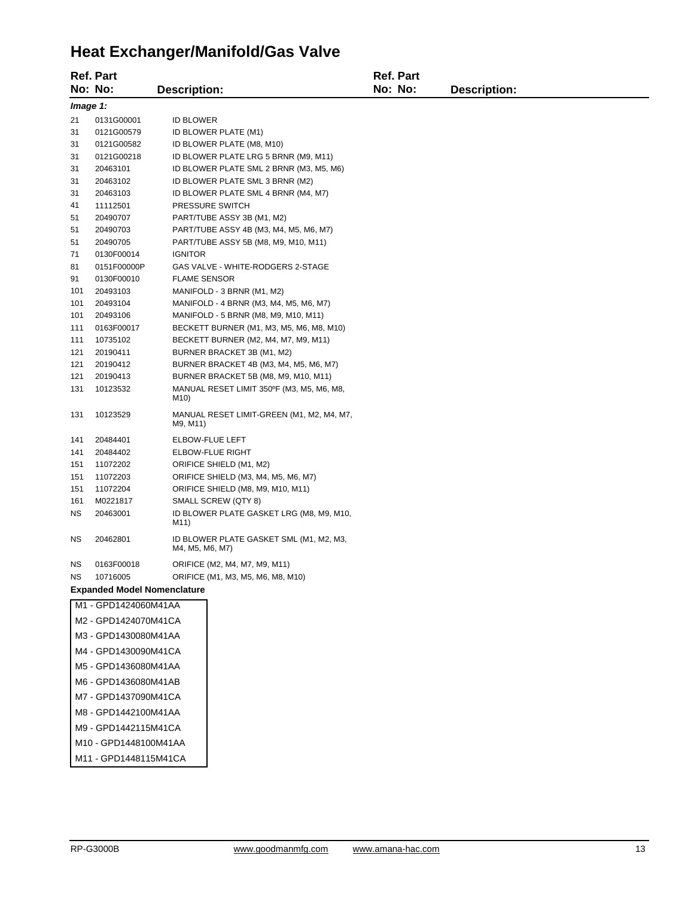# Heat Exchanger/Manifold/Gas Valve

| Ref. No: | Part No: | Description: |
|---|---|---|
| ***Image 1:*** | | |
| 21 | 0131G00001 | ID BLOWER |
| 31 | 0121G00579 | ID BLOWER PLATE (M1) |
| 31 | 0121G00582 | ID BLOWER PLATE (M8, M10) |
| 31 | 0121G00218 | ID BLOWER PLATE LRG 5 BRNR (M9, M11) |
| 31 | 20463101 | ID BLOWER PLATE SML 2 BRNR (M3, M5, M6) |
| 31 | 20463102 | ID BLOWER PLATE SML 3 BRNR (M2) |
| 31 | 20463103 | ID BLOWER PLATE SML 4 BRNR (M4, M7) |
| 41 | 11112501 | PRESSURE SWITCH |
| 51 | 20490707 | PART/TUBE ASSY 3B (M1, M2) |
| 51 | 20490703 | PART/TUBE ASSY 4B (M3, M4, M5, M6, M7) |
| 51 | 20490705 | PART/TUBE ASSY 5B (M8, M9, M10, M11) |
| 71 | 0130F00014 | IGNITOR |
| 81 | 0151F00000P | GAS VALVE - WHITE-RODGERS 2-STAGE |
| 91 | 0130F00010 | FLAME SENSOR |
| 101 | 20493103 | MANIFOLD - 3 BRNR (M1, M2) |
| 101 | 20493104 | MANIFOLD - 4 BRNR (M3, M4, M5, M6, M7) |
| 101 | 20493106 | MANIFOLD - 5 BRNR (M8, M9, M10, M11) |
| 111 | 0163F00017 | BECKETT BURNER (M1, M3, M5, M6, M8, M10) |
| 111 | 10735102 | BECKETT BURNER (M2, M4, M7, M9, M11) |
| 121 | 20190411 | BURNER BRACKET 3B (M1, M2) |
| 121 | 20190412 | BURNER BRACKET 4B (M3, M4, M5, M6, M7) |
| 121 | 20190413 | BURNER BRACKET 5B (M8, M9, M10, M11) |
| 131 | 10123532 | MANUAL RESET LIMIT 350ºF (M3, M5, M6, M8, M10) |
| 131 | 10123529 | MANUAL RESET LIMIT-GREEN (M1, M2, M4, M7, M9, M11) |
| 141 | 20484401 | ELBOW-FLUE LEFT |
| 141 | 20484402 | ELBOW-FLUE RIGHT |
| 151 | 11072202 | ORIFICE SHIELD (M1, M2) |
| 151 | 11072203 | ORIFICE SHIELD (M3, M4, M5, M6, M7) |
| 151 | 11072204 | ORIFICE SHIELD (M8, M9, M10, M11) |
| 161 | M0221817 | SMALL SCREW (QTY 8) |
| NS | 20463001 | ID BLOWER PLATE GASKET LRG (M8, M9, M10, M11) |
| NS | 20462801 | ID BLOWER PLATE GASKET SML (M1, M2, M3, M4, M5, M6, M7) |
| NS | 0163F00018 | ORIFICE (M2, M4, M7, M9, M11) |
| NS | 10716005 | ORIFICE (M1, M3, M5, M6, M8, M10) |

**Expanded Model Nomenclature**

| |
|---|
| M1 - GPD1424060M41AA |
| M2 - GPD1424070M41CA |
| M3 - GPD1430080M41AA |
| M4 - GPD1430090M41CA |
| M5 - GPD1436080M41AA |
| M6 - GPD1436080M41AB |
| M7 - GPD1437090M41CA |
| M8 - GPD1442100M41AA |
| M9 - GPD1442115M41CA |
| M10 - GPD1448100M41AA |
| M11 - GPD1448115M41CA |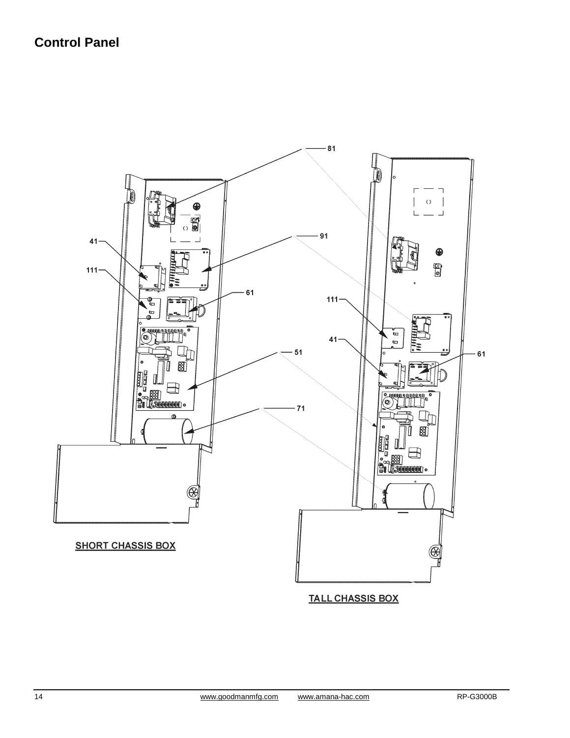## Control Panel

81

41

111

91

61

51

71

111

41

61

SHORT CHASSIS BOX

TALL CHASSIS BOX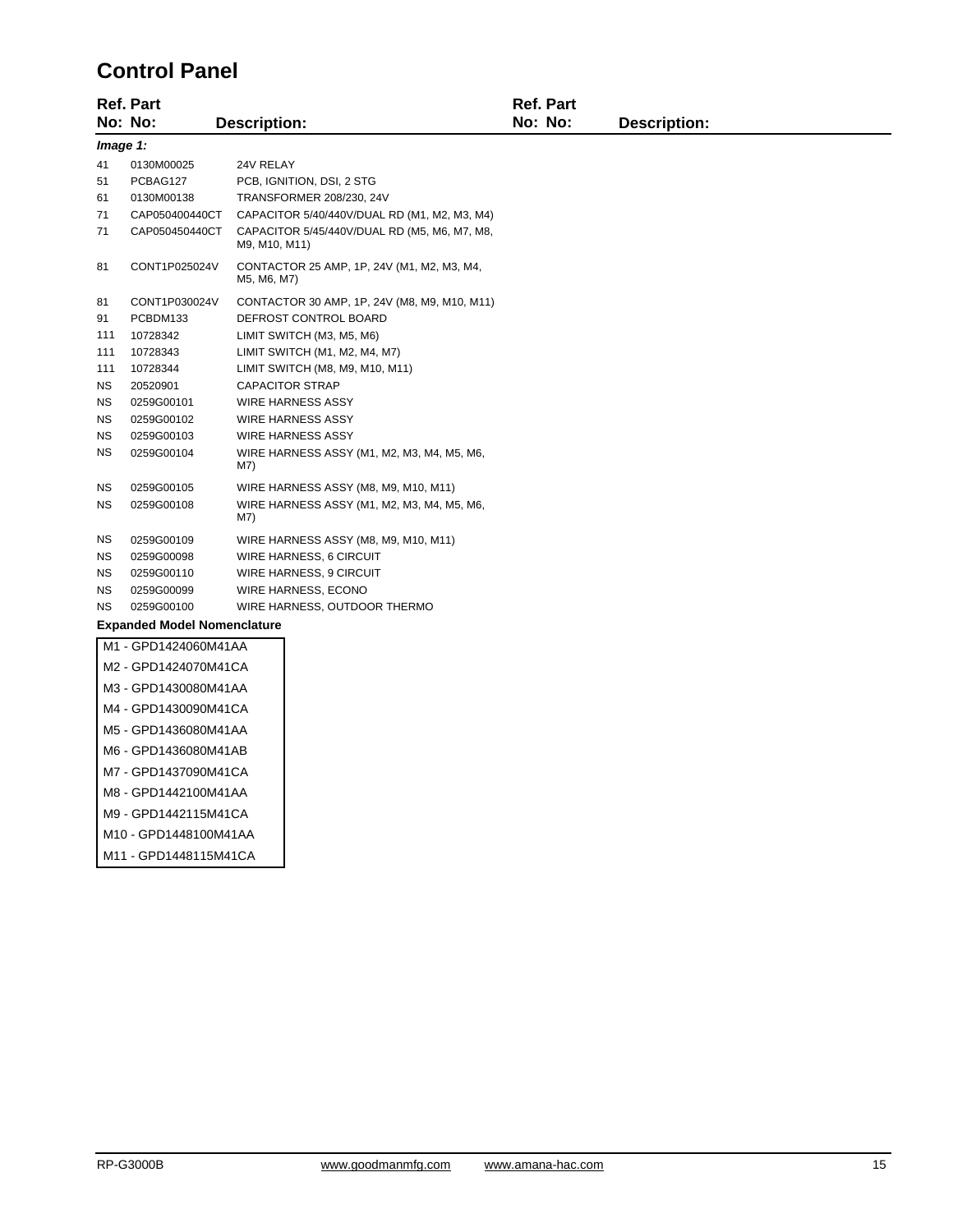# Control Panel

| Ref. No: | Part No: | Description: |
|---|---|---|
| ***Image 1:*** | | |
| 41 | 0130M00025 | 24V RELAY |
| 51 | PCBAG127 | PCB, IGNITION, DSI, 2 STG |
| 61 | 0130M00138 | TRANSFORMER 208/230, 24V |
| 71 | CAP050400440CT | CAPACITOR 5/40/440V/DUAL RD (M1, M2, M3, M4) |
| 71 | CAP050450440CT | CAPACITOR 5/45/440V/DUAL RD (M5, M6, M7, M8, M9, M10, M11) |
| 81 | CONT1P025024V | CONTACTOR 25 AMP, 1P, 24V (M1, M2, M3, M4, M5, M6, M7) |
| 81 | CONT1P030024V | CONTACTOR 30 AMP, 1P, 24V (M8, M9, M10, M11) |
| 91 | PCBDM133 | DEFROST CONTROL BOARD |
| 111 | 10728342 | LIMIT SWITCH (M3, M5, M6) |
| 111 | 10728343 | LIMIT SWITCH (M1, M2, M4, M7) |
| 111 | 10728344 | LIMIT SWITCH (M8, M9, M10, M11) |
| NS | 20520901 | CAPACITOR STRAP |
| NS | 0259G00101 | WIRE HARNESS ASSY |
| NS | 0259G00102 | WIRE HARNESS ASSY |
| NS | 0259G00103 | WIRE HARNESS ASSY |
| NS | 0259G00104 | WIRE HARNESS ASSY (M1, M2, M3, M4, M5, M6, M7) |
| NS | 0259G00105 | WIRE HARNESS ASSY (M8, M9, M10, M11) |
| NS | 0259G00108 | WIRE HARNESS ASSY (M1, M2, M3, M4, M5, M6, M7) |
| NS | 0259G00109 | WIRE HARNESS ASSY (M8, M9, M10, M11) |
| NS | 0259G00098 | WIRE HARNESS, 6 CIRCUIT |
| NS | 0259G00110 | WIRE HARNESS, 9 CIRCUIT |
| NS | 0259G00099 | WIRE HARNESS, ECONO |
| NS | 0259G00100 | WIRE HARNESS, OUTDOOR THERMO |

**Expanded Model Nomenclature**

| |
|---|
| M1 - GPD1424060M41AA |
| M2 - GPD1424070M41CA |
| M3 - GPD1430080M41AA |
| M4 - GPD1430090M41CA |
| M5 - GPD1436080M41AA |
| M6 - GPD1436080M41AB |
| M7 - GPD1437090M41CA |
| M8 - GPD1442100M41AA |
| M9 - GPD1442115M41CA |
| M10 - GPD1448100M41AA |
| M11 - GPD1448115M41CA |